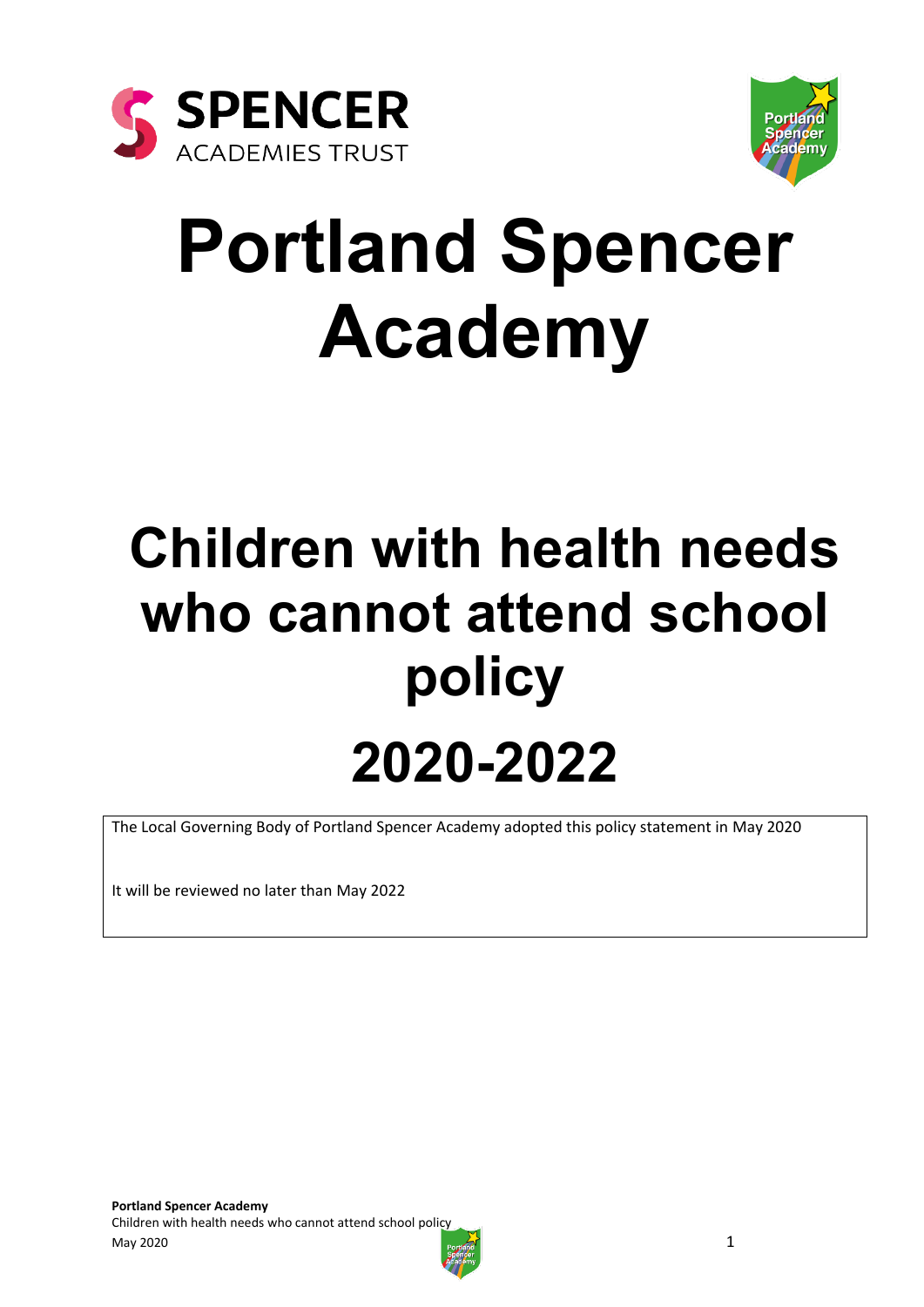# Portland Spencer Academy

# Children with health needs who cannot attend school policy

# 2020-2022

The Local Governing Body of Portland Spencer Academy adopted this policy statement in May 2020

It will be reviewed no later than May 2022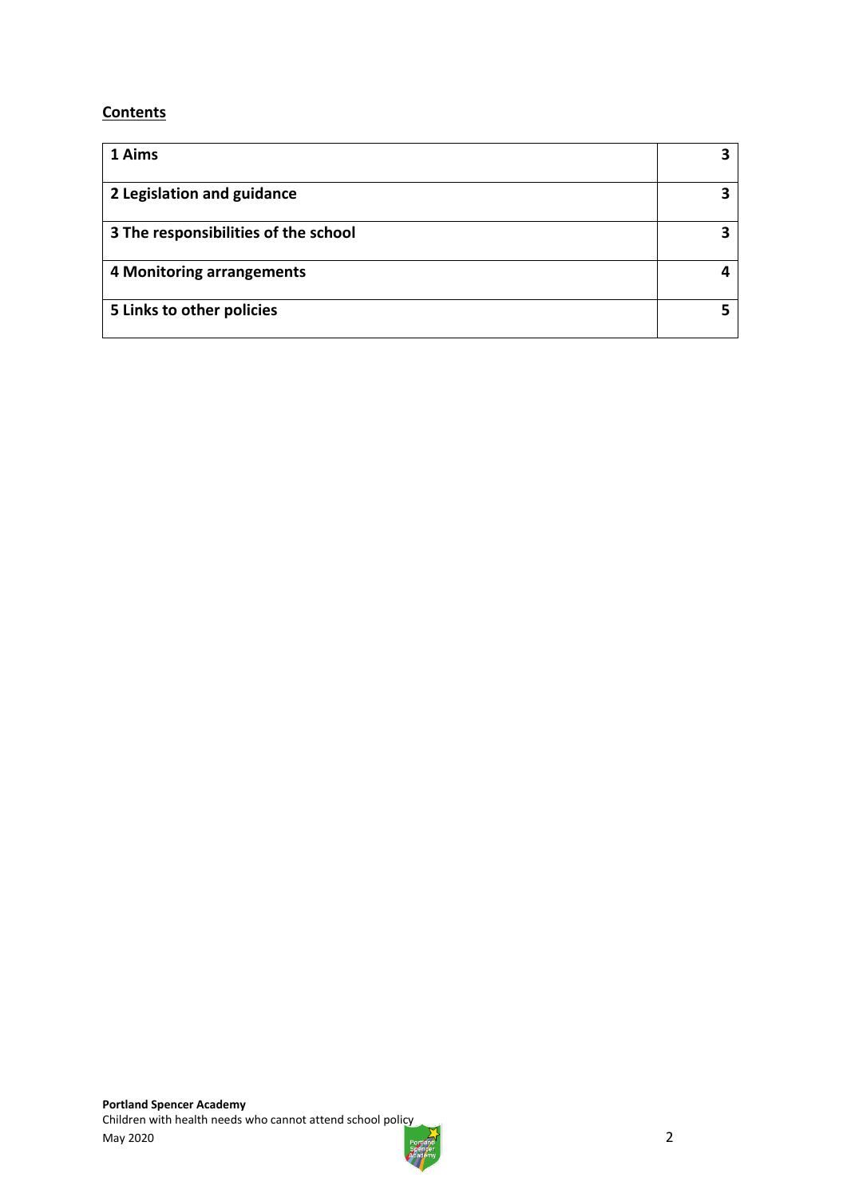**Contents**

| | |
|---|---|
| **1 Aims** | **3** |
| **2 Legislation and guidance** | **3** |
| **3 The responsibilities of the school** | **3** |
| **4 Monitoring arrangements** | **4** |
| **5 Links to other policies** | **5** |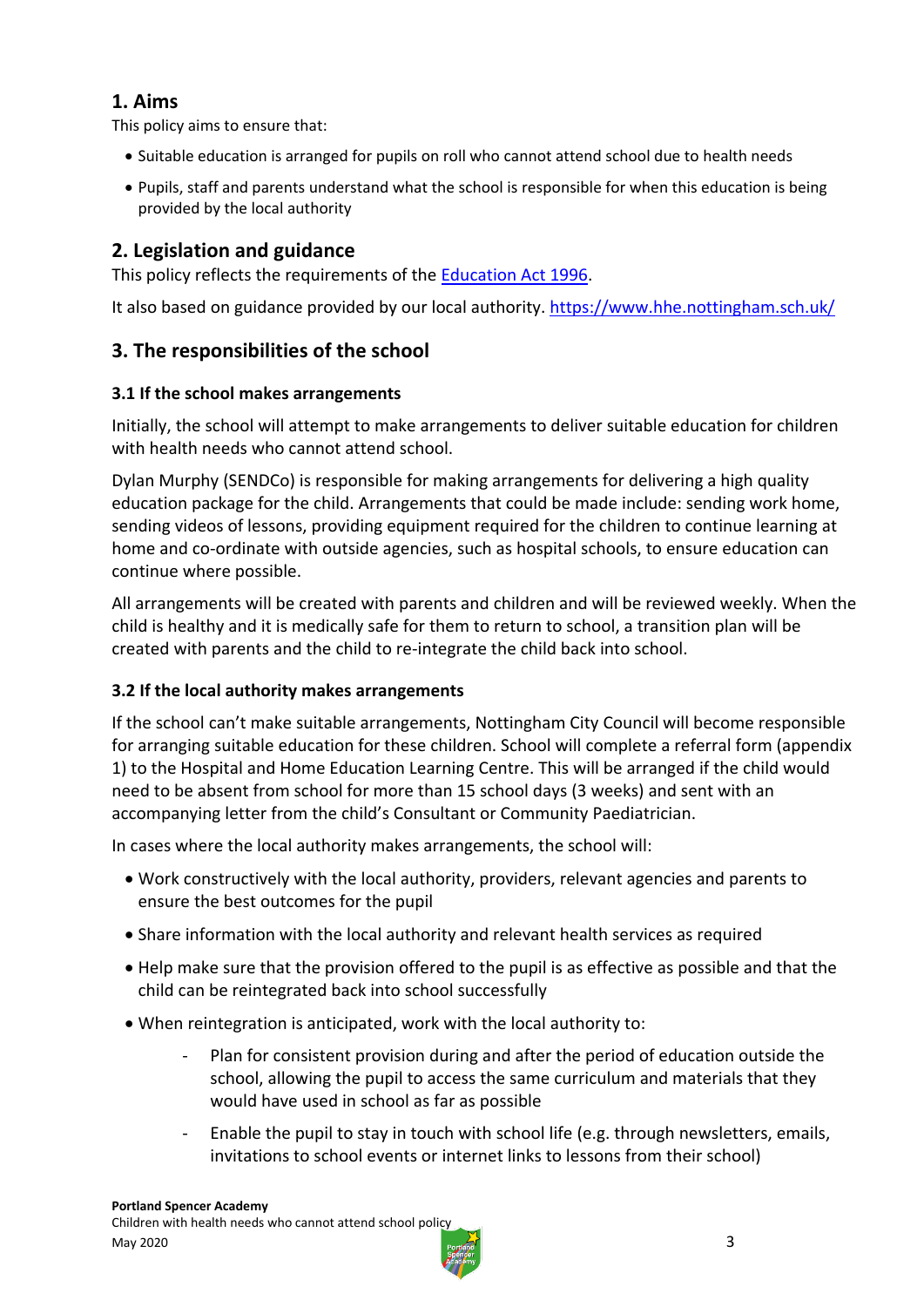## 1. Aims

This policy aims to ensure that:

- Suitable education is arranged for pupils on roll who cannot attend school due to health needs
- Pupils, staff and parents understand what the school is responsible for when this education is being provided by the local authority

## 2. Legislation and guidance

This policy reflects the requirements of the [Education Act 1996](https://www.legislation.gov.uk/ukpga/1996/56/section/19).

It also based on guidance provided by our local authority. https://www.hhe.nottingham.sch.uk/

## 3. The responsibilities of the school

### 3.1 If the school makes arrangements

Initially, the school will attempt to make arrangements to deliver suitable education for children with health needs who cannot attend school.

Dylan Murphy (SENDCo) is responsible for making arrangements for delivering a high quality education package for the child. Arrangements that could be made include: sending work home, sending videos of lessons, providing equipment required for the children to continue learning at home and co-ordinate with outside agencies, such as hospital schools, to ensure education can continue where possible.

All arrangements will be created with parents and children and will be reviewed weekly. When the child is healthy and it is medically safe for them to return to school, a transition plan will be created with parents and the child to re-integrate the child back into school.

### 3.2 If the local authority makes arrangements

If the school can't make suitable arrangements, Nottingham City Council will become responsible for arranging suitable education for these children. School will complete a referral form (appendix 1) to the Hospital and Home Education Learning Centre. This will be arranged if the child would need to be absent from school for more than 15 school days (3 weeks) and sent with an accompanying letter from the child's Consultant or Community Paediatrician.

In cases where the local authority makes arrangements, the school will:

- Work constructively with the local authority, providers, relevant agencies and parents to ensure the best outcomes for the pupil
- Share information with the local authority and relevant health services as required
- Help make sure that the provision offered to the pupil is as effective as possible and that the child can be reintegrated back into school successfully
- When reintegration is anticipated, work with the local authority to:
    - Plan for consistent provision during and after the period of education outside the school, allowing the pupil to access the same curriculum and materials that they would have used in school as far as possible
    - Enable the pupil to stay in touch with school life (e.g. through newsletters, emails, invitations to school events or internet links to lessons from their school)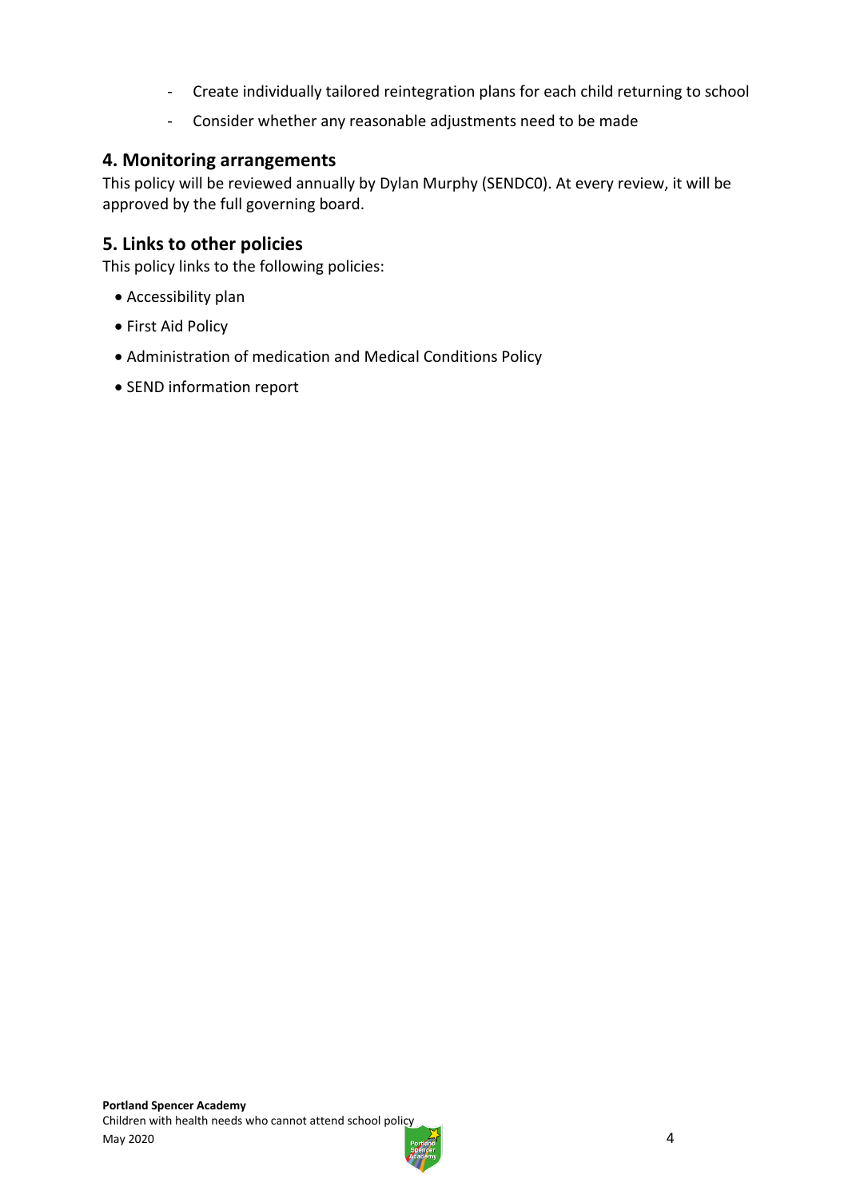- Create individually tailored reintegration plans for each child returning to school
- Consider whether any reasonable adjustments need to be made

## 4. Monitoring arrangements

This policy will be reviewed annually by Dylan Murphy (SENDC0). At every review, it will be approved by the full governing board.

## 5. Links to other policies

This policy links to the following policies:

- Accessibility plan
- First Aid Policy
- Administration of medication and Medical Conditions Policy
- SEND information report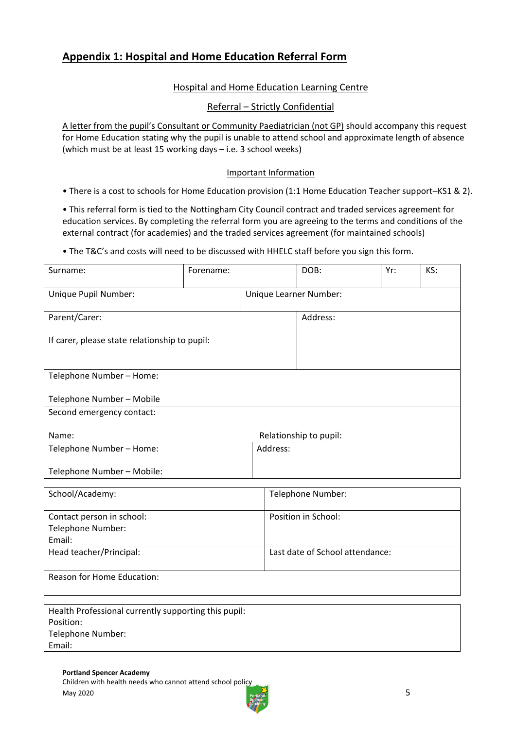## Appendix 1: Hospital and Home Education Referral Form

Hospital and Home Education Learning Centre

Referral – Strictly Confidential

A letter from the pupil's Consultant or Community Paediatrician (not GP) should accompany this request for Home Education stating why the pupil is unable to attend school and approximate length of absence (which must be at least 15 working days – i.e. 3 school weeks)

Important Information

- There is a cost to schools for Home Education provision (1:1 Home Education Teacher support–KS1 & 2).
- This referral form is tied to the Nottingham City Council contract and traded services agreement for education services. By completing the referral form you are agreeing to the terms and conditions of the external contract (for academies) and the traded services agreement (for maintained schools)
- The T&C's and costs will need to be discussed with HHELC staff before you sign this form.

| Surname: | Forename: | DOB: | Yr: | KS: |
|---|---|---|---|---|
| Unique Pupil Number: | | Unique Learner Number: | | |
| Parent/Carer:<br><br>If carer, please state relationship to pupil: | | Address: | | |
| Telephone Number – Home:<br><br>Telephone Number – Mobile | | | | |
| Second emergency contact:<br><br>Name: | | Relationship to pupil: | | |
| Telephone Number – Home:<br><br>Telephone Number – Mobile: | | Address: | | |

| School/Academy: | Telephone Number: |
|---|---|
| Contact person in school:<br>Telephone Number:<br>Email: | Position in School: |
| Head teacher/Principal: | Last date of School attendance: |
| Reason for Home Education: | |

| Health Professional currently supporting this pupil:<br>Position:<br>Telephone Number:<br>Email: |
|---|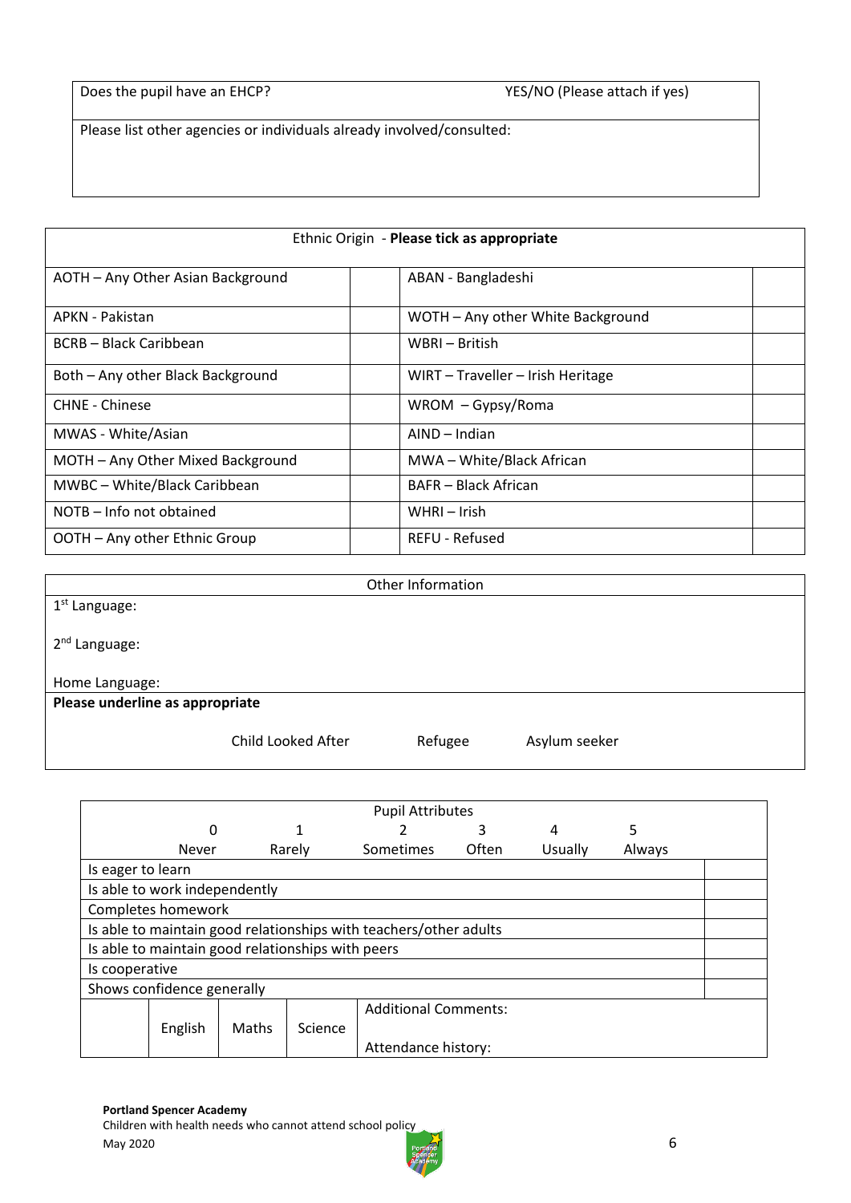| Does the pupil have an EHCP? | YES/NO (Please attach if yes) |
|---|---|
| Please list other agencies or individuals already involved/consulted: | |

| Ethnic Origin - **Please tick as appropriate** | | | |
|---|---|---|---|
| AOTH – Any Other Asian Background | | ABAN - Bangladeshi | |
| APKN - Pakistan | | WOTH – Any other White Background | |
| BCRB – Black Caribbean | | WBRI – British | |
| Both – Any other Black Background | | WIRT – Traveller – Irish Heritage | |
| CHNE - Chinese | | WROM – Gypsy/Roma | |
| MWAS - White/Asian | | AIND – Indian | |
| MOTH – Any Other Mixed Background | | MWA – White/Black African | |
| MWBC – White/Black Caribbean | | BAFR – Black African | |
| NOTB – Info not obtained | | WHRI – Irish | |
| OOTH – Any other Ethnic Group | | REFU - Refused | |

| Other Information |
|---|
| 1st Language: |
| 2nd Language: |
| Home Language: |
| **Please underline as appropriate** |
| Child Looked After &nbsp;&nbsp; Refugee &nbsp;&nbsp; Asylum seeker |

| Pupil Attributes | |
|---|---|
| 0 Never, 1 Rarely, 2 Sometimes, 3 Often, 4 Usually, 5 Always | |
| Is eager to learn | |
| Is able to work independently | |
| Completes homework | |
| Is able to maintain good relationships with teachers/other adults | |
| Is able to maintain good relationships with peers | |
| Is cooperative | |
| Shows confidence generally | |

| | English | Maths | Science | Additional Comments:<br><br>Attendance history: |
|---|---|---|---|---|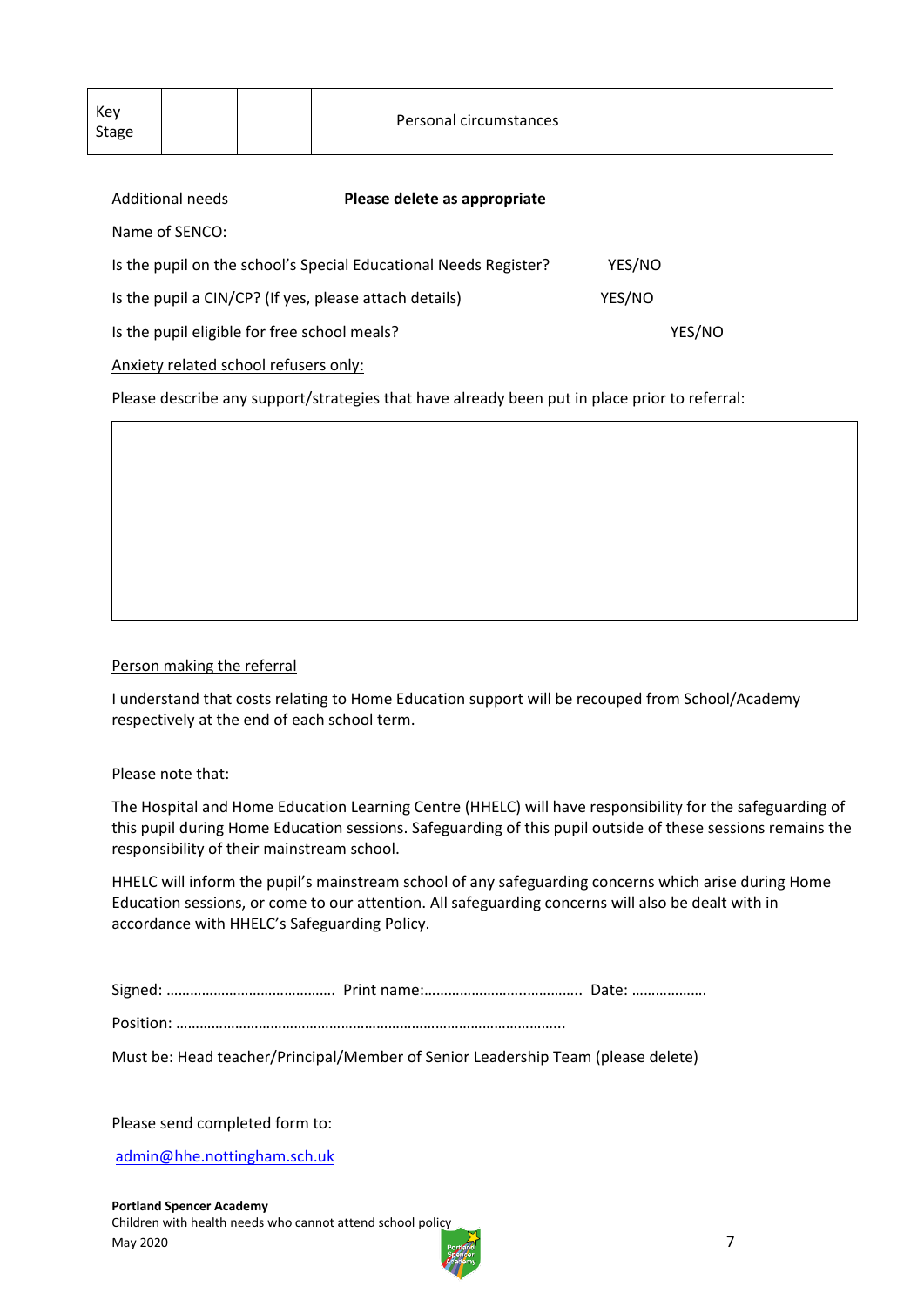| Key Stage | | | | Personal circumstances |
|---|---|---|---|---|

Additional needs **Please delete as appropriate**

Name of SENCO:

Is the pupil on the school's Special Educational Needs Register? YES/NO

Is the pupil a CIN/CP? (If yes, please attach details) YES/NO

Is the pupil eligible for free school meals? YES/NO

Anxiety related school refusers only:

Please describe any support/strategies that have already been put in place prior to referral:

| |
|---|
| |

Person making the referral

I understand that costs relating to Home Education support will be recouped from School/Academy respectively at the end of each school term.

Please note that:

The Hospital and Home Education Learning Centre (HHELC) will have responsibility for the safeguarding of this pupil during Home Education sessions. Safeguarding of this pupil outside of these sessions remains the responsibility of their mainstream school.

HHELC will inform the pupil's mainstream school of any safeguarding concerns which arise during Home Education sessions, or come to our attention. All safeguarding concerns will also be dealt with in accordance with HHELC's Safeguarding Policy.

Signed: ……………………………………. Print name:…………………….…………. Date: ……………….

Position: ……………………………………………………………………………………..

Must be: Head teacher/Principal/Member of Senior Leadership Team (please delete)

Please send completed form to:

admin@hhe.nottingham.sch.uk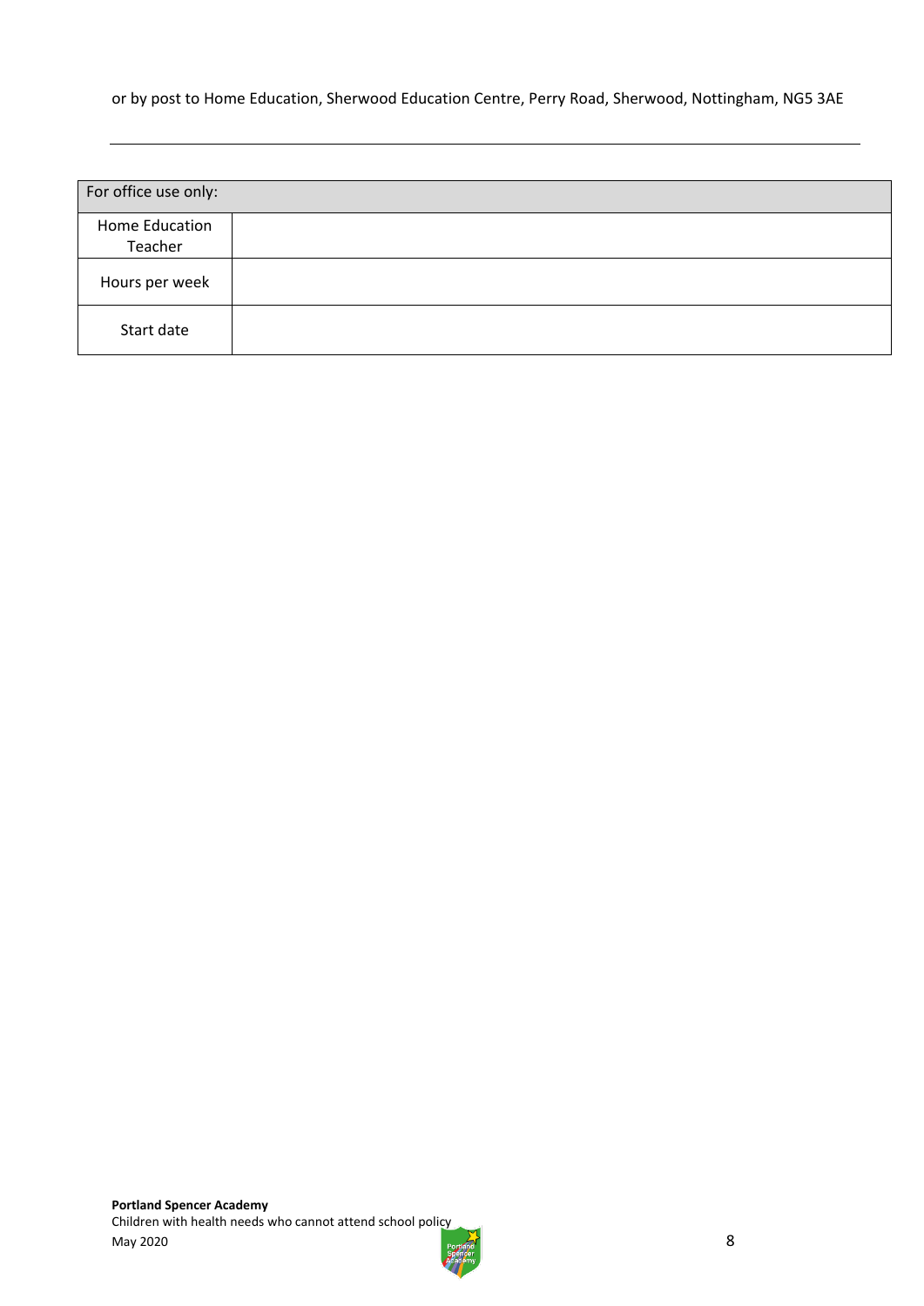or by post to Home Education, Sherwood Education Centre, Perry Road, Sherwood, Nottingham, NG5 3AE

---

| For office use only: | |
|---|---|
| Home Education Teacher | |
| Hours per week | |
| Start date | |